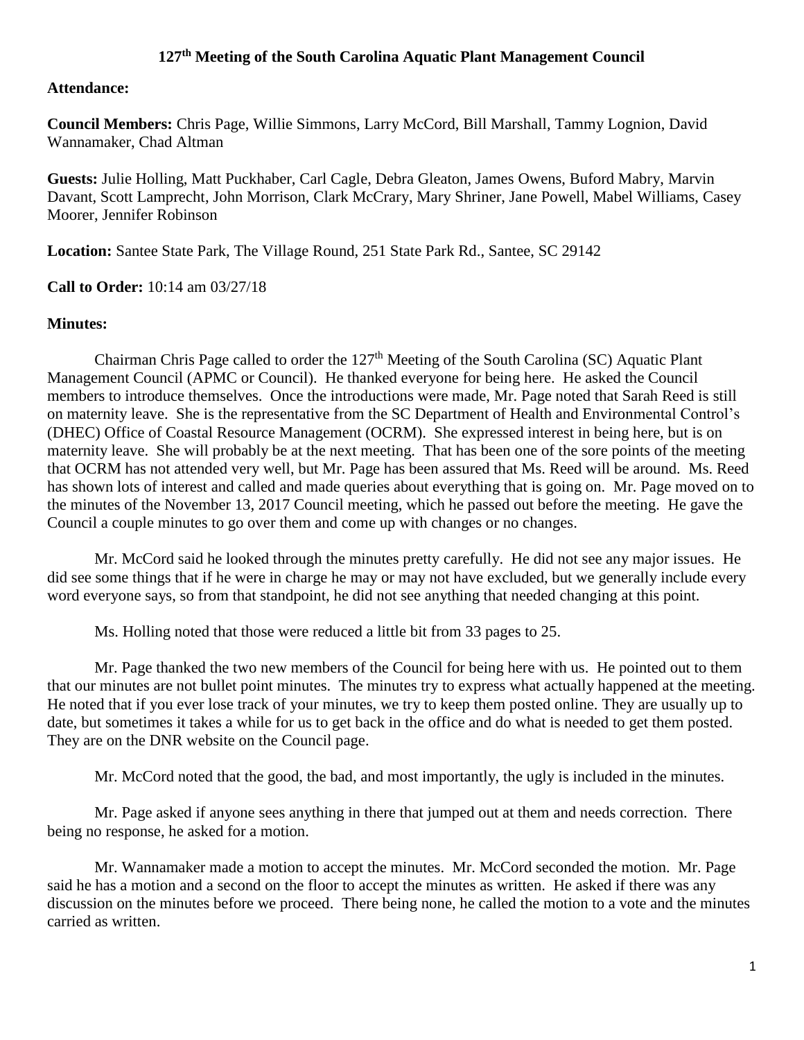# 127th Meeting of the South Carolina Aquatic Plant Management Council

**Attendance:**

**Council Members:** Chris Page, Willie Simmons, Larry McCord, Bill Marshall, Tammy Lognion, David Wannamaker, Chad Altman

**Guests:** Julie Holling, Matt Puckhaber, Carl Cagle, Debra Gleaton, James Owens, Buford Mabry, Marvin Davant, Scott Lamprecht, John Morrison, Clark McCrary, Mary Shriner, Jane Powell, Mabel Williams, Casey Moorer, Jennifer Robinson

**Location:** Santee State Park, The Village Round, 251 State Park Rd., Santee, SC 29142

**Call to Order:** 10:14 am 03/27/18

**Minutes:**

Chairman Chris Page called to order the 127th Meeting of the South Carolina (SC) Aquatic Plant Management Council (APMC or Council). He thanked everyone for being here. He asked the Council members to introduce themselves. Once the introductions were made, Mr. Page noted that Sarah Reed is still on maternity leave. She is the representative from the SC Department of Health and Environmental Control's (DHEC) Office of Coastal Resource Management (OCRM). She expressed interest in being here, but is on maternity leave. She will probably be at the next meeting. That has been one of the sore points of the meeting that OCRM has not attended very well, but Mr. Page has been assured that Ms. Reed will be around. Ms. Reed has shown lots of interest and called and made queries about everything that is going on. Mr. Page moved on to the minutes of the November 13, 2017 Council meeting, which he passed out before the meeting. He gave the Council a couple minutes to go over them and come up with changes or no changes.

Mr. McCord said he looked through the minutes pretty carefully. He did not see any major issues. He did see some things that if he were in charge he may or may not have excluded, but we generally include every word everyone says, so from that standpoint, he did not see anything that needed changing at this point.

Ms. Holling noted that those were reduced a little bit from 33 pages to 25.

Mr. Page thanked the two new members of the Council for being here with us. He pointed out to them that our minutes are not bullet point minutes. The minutes try to express what actually happened at the meeting. He noted that if you ever lose track of your minutes, we try to keep them posted online. They are usually up to date, but sometimes it takes a while for us to get back in the office and do what is needed to get them posted. They are on the DNR website on the Council page.

Mr. McCord noted that the good, the bad, and most importantly, the ugly is included in the minutes.

Mr. Page asked if anyone sees anything in there that jumped out at them and needs correction. There being no response, he asked for a motion.

Mr. Wannamaker made a motion to accept the minutes. Mr. McCord seconded the motion. Mr. Page said he has a motion and a second on the floor to accept the minutes as written. He asked if there was any discussion on the minutes before we proceed. There being none, he called the motion to a vote and the minutes carried as written.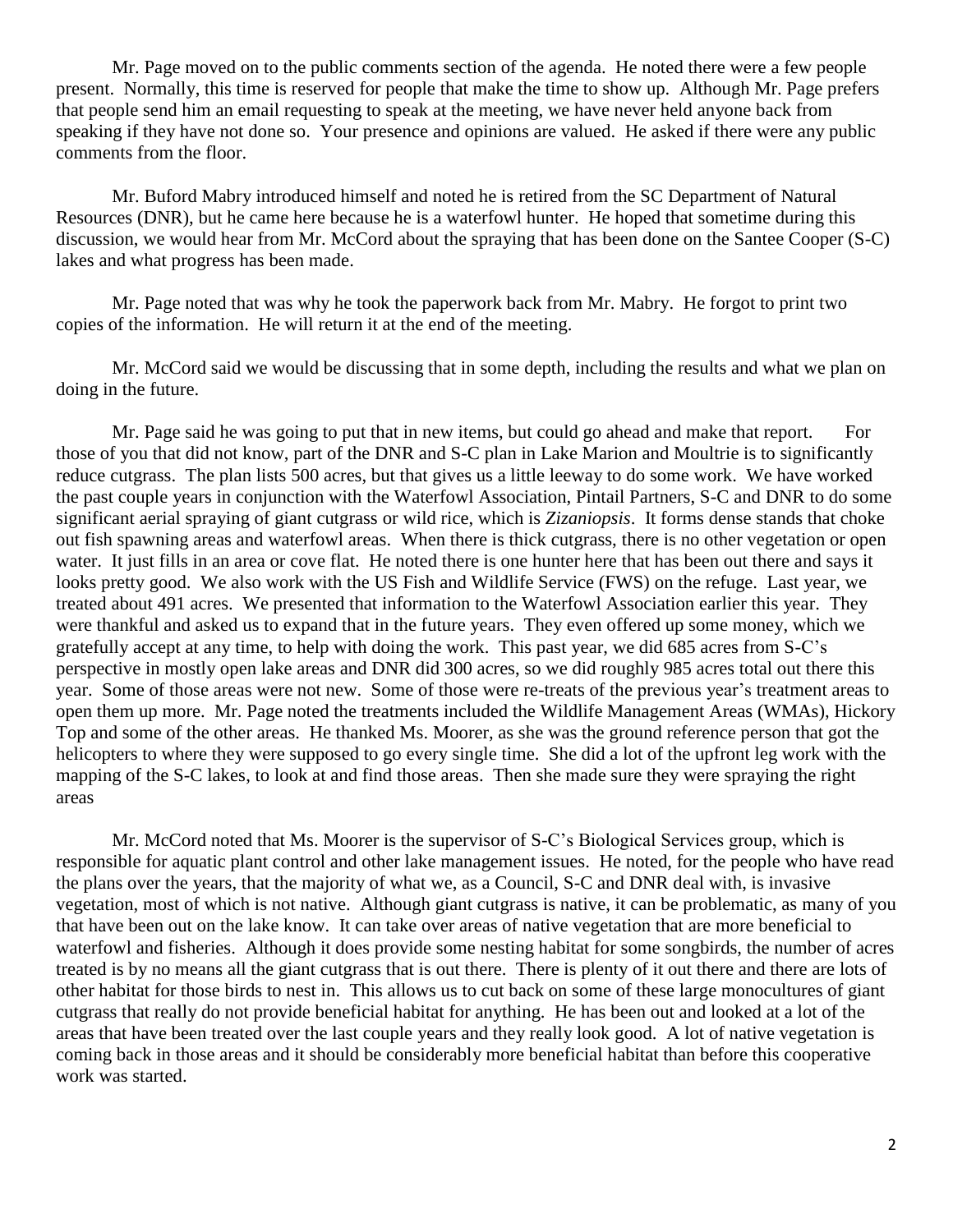Mr. Page moved on to the public comments section of the agenda. He noted there were a few people present. Normally, this time is reserved for people that make the time to show up. Although Mr. Page prefers that people send him an email requesting to speak at the meeting, we have never held anyone back from speaking if they have not done so. Your presence and opinions are valued. He asked if there were any public comments from the floor.

Mr. Buford Mabry introduced himself and noted he is retired from the SC Department of Natural Resources (DNR), but he came here because he is a waterfowl hunter. He hoped that sometime during this discussion, we would hear from Mr. McCord about the spraying that has been done on the Santee Cooper (S-C) lakes and what progress has been made.

Mr. Page noted that was why he took the paperwork back from Mr. Mabry. He forgot to print two copies of the information. He will return it at the end of the meeting.

Mr. McCord said we would be discussing that in some depth, including the results and what we plan on doing in the future.

Mr. Page said he was going to put that in new items, but could go ahead and make that report. For those of you that did not know, part of the DNR and S-C plan in Lake Marion and Moultrie is to significantly reduce cutgrass. The plan lists 500 acres, but that gives us a little leeway to do some work. We have worked the past couple years in conjunction with the Waterfowl Association, Pintail Partners, S-C and DNR to do some significant aerial spraying of giant cutgrass or wild rice, which is *Zizaniopsis*. It forms dense stands that choke out fish spawning areas and waterfowl areas. When there is thick cutgrass, there is no other vegetation or open water. It just fills in an area or cove flat. He noted there is one hunter here that has been out there and says it looks pretty good. We also work with the US Fish and Wildlife Service (FWS) on the refuge. Last year, we treated about 491 acres. We presented that information to the Waterfowl Association earlier this year. They were thankful and asked us to expand that in the future years. They even offered up some money, which we gratefully accept at any time, to help with doing the work. This past year, we did 685 acres from S-C's perspective in mostly open lake areas and DNR did 300 acres, so we did roughly 985 acres total out there this year. Some of those areas were not new. Some of those were re-treats of the previous year's treatment areas to open them up more. Mr. Page noted the treatments included the Wildlife Management Areas (WMAs), Hickory Top and some of the other areas. He thanked Ms. Moorer, as she was the ground reference person that got the helicopters to where they were supposed to go every single time. She did a lot of the upfront leg work with the mapping of the S-C lakes, to look at and find those areas. Then she made sure they were spraying the right areas

Mr. McCord noted that Ms. Moorer is the supervisor of S-C's Biological Services group, which is responsible for aquatic plant control and other lake management issues. He noted, for the people who have read the plans over the years, that the majority of what we, as a Council, S-C and DNR deal with, is invasive vegetation, most of which is not native. Although giant cutgrass is native, it can be problematic, as many of you that have been out on the lake know. It can take over areas of native vegetation that are more beneficial to waterfowl and fisheries. Although it does provide some nesting habitat for some songbirds, the number of acres treated is by no means all the giant cutgrass that is out there. There is plenty of it out there and there are lots of other habitat for those birds to nest in. This allows us to cut back on some of these large monocultures of giant cutgrass that really do not provide beneficial habitat for anything. He has been out and looked at a lot of the areas that have been treated over the last couple years and they really look good. A lot of native vegetation is coming back in those areas and it should be considerably more beneficial habitat than before this cooperative work was started.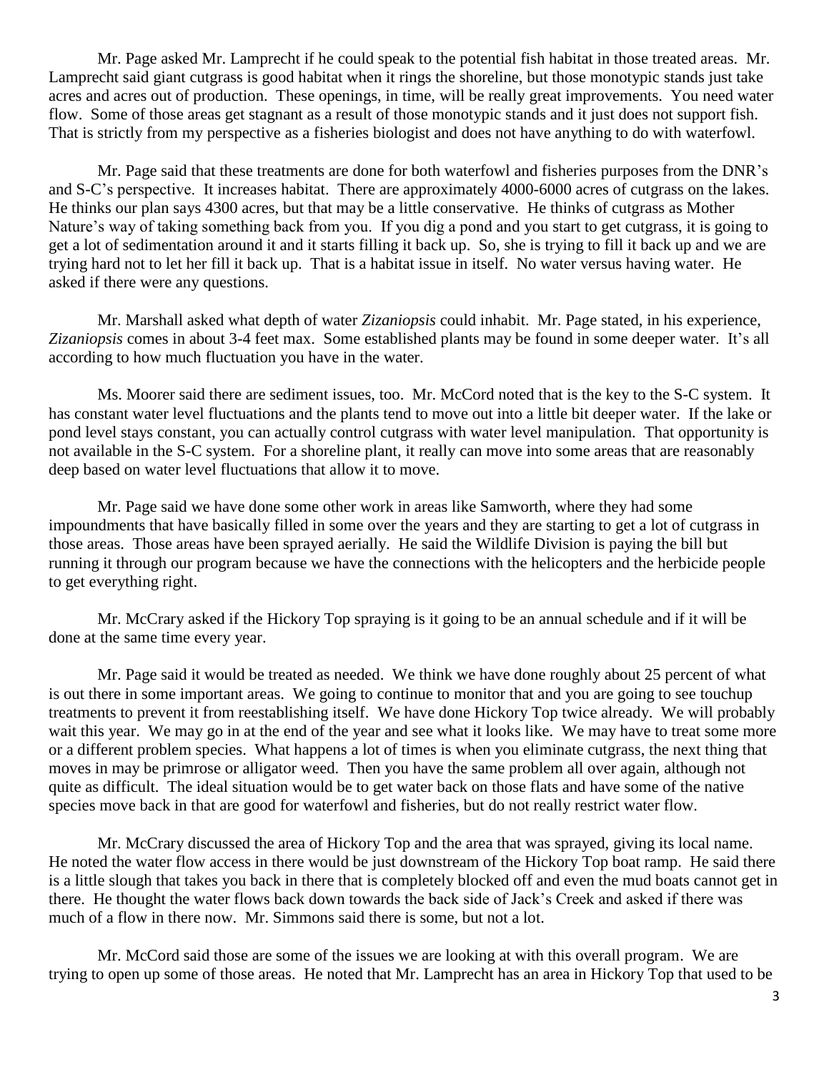Mr. Page asked Mr. Lamprecht if he could speak to the potential fish habitat in those treated areas. Mr. Lamprecht said giant cutgrass is good habitat when it rings the shoreline, but those monotypic stands just take acres and acres out of production. These openings, in time, will be really great improvements. You need water flow. Some of those areas get stagnant as a result of those monotypic stands and it just does not support fish. That is strictly from my perspective as a fisheries biologist and does not have anything to do with waterfowl.

Mr. Page said that these treatments are done for both waterfowl and fisheries purposes from the DNR's and S-C's perspective. It increases habitat. There are approximately 4000-6000 acres of cutgrass on the lakes. He thinks our plan says 4300 acres, but that may be a little conservative. He thinks of cutgrass as Mother Nature's way of taking something back from you. If you dig a pond and you start to get cutgrass, it is going to get a lot of sedimentation around it and it starts filling it back up. So, she is trying to fill it back up and we are trying hard not to let her fill it back up. That is a habitat issue in itself. No water versus having water. He asked if there were any questions.

Mr. Marshall asked what depth of water *Zizaniopsis* could inhabit. Mr. Page stated, in his experience, *Zizaniopsis* comes in about 3-4 feet max. Some established plants may be found in some deeper water. It's all according to how much fluctuation you have in the water.

Ms. Moorer said there are sediment issues, too. Mr. McCord noted that is the key to the S-C system. It has constant water level fluctuations and the plants tend to move out into a little bit deeper water. If the lake or pond level stays constant, you can actually control cutgrass with water level manipulation. That opportunity is not available in the S-C system. For a shoreline plant, it really can move into some areas that are reasonably deep based on water level fluctuations that allow it to move.

Mr. Page said we have done some other work in areas like Samworth, where they had some impoundments that have basically filled in some over the years and they are starting to get a lot of cutgrass in those areas. Those areas have been sprayed aerially. He said the Wildlife Division is paying the bill but running it through our program because we have the connections with the helicopters and the herbicide people to get everything right.

Mr. McCrary asked if the Hickory Top spraying is it going to be an annual schedule and if it will be done at the same time every year.

Mr. Page said it would be treated as needed. We think we have done roughly about 25 percent of what is out there in some important areas. We going to continue to monitor that and you are going to see touchup treatments to prevent it from reestablishing itself. We have done Hickory Top twice already. We will probably wait this year. We may go in at the end of the year and see what it looks like. We may have to treat some more or a different problem species. What happens a lot of times is when you eliminate cutgrass, the next thing that moves in may be primrose or alligator weed. Then you have the same problem all over again, although not quite as difficult. The ideal situation would be to get water back on those flats and have some of the native species move back in that are good for waterfowl and fisheries, but do not really restrict water flow.

Mr. McCrary discussed the area of Hickory Top and the area that was sprayed, giving its local name. He noted the water flow access in there would be just downstream of the Hickory Top boat ramp. He said there is a little slough that takes you back in there that is completely blocked off and even the mud boats cannot get in there. He thought the water flows back down towards the back side of Jack's Creek and asked if there was much of a flow in there now. Mr. Simmons said there is some, but not a lot.

Mr. McCord said those are some of the issues we are looking at with this overall program. We are trying to open up some of those areas. He noted that Mr. Lamprecht has an area in Hickory Top that used to be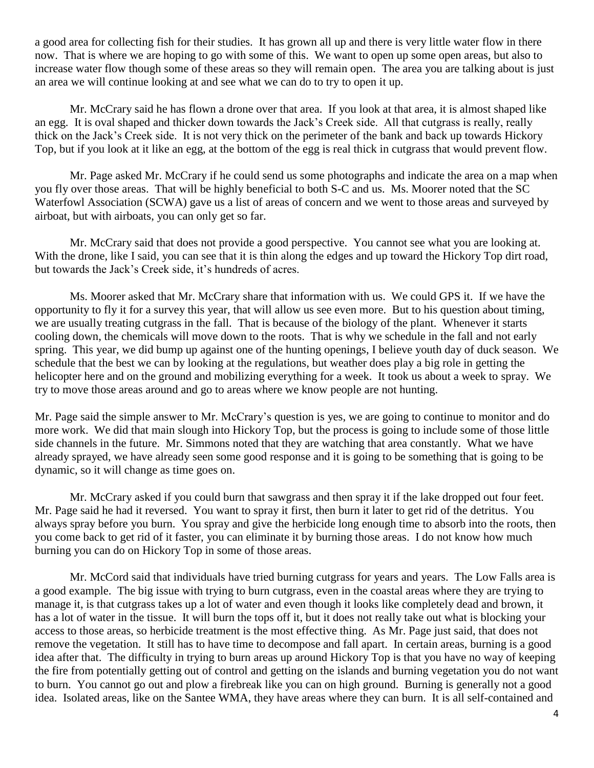a good area for collecting fish for their studies. It has grown all up and there is very little water flow in there now. That is where we are hoping to go with some of this. We want to open up some open areas, but also to increase water flow though some of these areas so they will remain open. The area you are talking about is just an area we will continue looking at and see what we can do to try to open it up.

Mr. McCrary said he has flown a drone over that area. If you look at that area, it is almost shaped like an egg. It is oval shaped and thicker down towards the Jack's Creek side. All that cutgrass is really, really thick on the Jack's Creek side. It is not very thick on the perimeter of the bank and back up towards Hickory Top, but if you look at it like an egg, at the bottom of the egg is real thick in cutgrass that would prevent flow.

Mr. Page asked Mr. McCrary if he could send us some photographs and indicate the area on a map when you fly over those areas. That will be highly beneficial to both S-C and us. Ms. Moorer noted that the SC Waterfowl Association (SCWA) gave us a list of areas of concern and we went to those areas and surveyed by airboat, but with airboats, you can only get so far.

Mr. McCrary said that does not provide a good perspective. You cannot see what you are looking at. With the drone, like I said, you can see that it is thin along the edges and up toward the Hickory Top dirt road, but towards the Jack's Creek side, it's hundreds of acres.

Ms. Moorer asked that Mr. McCrary share that information with us. We could GPS it. If we have the opportunity to fly it for a survey this year, that will allow us see even more. But to his question about timing, we are usually treating cutgrass in the fall. That is because of the biology of the plant. Whenever it starts cooling down, the chemicals will move down to the roots. That is why we schedule in the fall and not early spring. This year, we did bump up against one of the hunting openings, I believe youth day of duck season. We schedule that the best we can by looking at the regulations, but weather does play a big role in getting the helicopter here and on the ground and mobilizing everything for a week. It took us about a week to spray. We try to move those areas around and go to areas where we know people are not hunting.

Mr. Page said the simple answer to Mr. McCrary's question is yes, we are going to continue to monitor and do more work. We did that main slough into Hickory Top, but the process is going to include some of those little side channels in the future. Mr. Simmons noted that they are watching that area constantly. What we have already sprayed, we have already seen some good response and it is going to be something that is going to be dynamic, so it will change as time goes on.

Mr. McCrary asked if you could burn that sawgrass and then spray it if the lake dropped out four feet. Mr. Page said he had it reversed. You want to spray it first, then burn it later to get rid of the detritus. You always spray before you burn. You spray and give the herbicide long enough time to absorb into the roots, then you come back to get rid of it faster, you can eliminate it by burning those areas. I do not know how much burning you can do on Hickory Top in some of those areas.

Mr. McCord said that individuals have tried burning cutgrass for years and years. The Low Falls area is a good example. The big issue with trying to burn cutgrass, even in the coastal areas where they are trying to manage it, is that cutgrass takes up a lot of water and even though it looks like completely dead and brown, it has a lot of water in the tissue. It will burn the tops off it, but it does not really take out what is blocking your access to those areas, so herbicide treatment is the most effective thing. As Mr. Page just said, that does not remove the vegetation. It still has to have time to decompose and fall apart. In certain areas, burning is a good idea after that. The difficulty in trying to burn areas up around Hickory Top is that you have no way of keeping the fire from potentially getting out of control and getting on the islands and burning vegetation you do not want to burn. You cannot go out and plow a firebreak like you can on high ground. Burning is generally not a good idea. Isolated areas, like on the Santee WMA, they have areas where they can burn. It is all self-contained and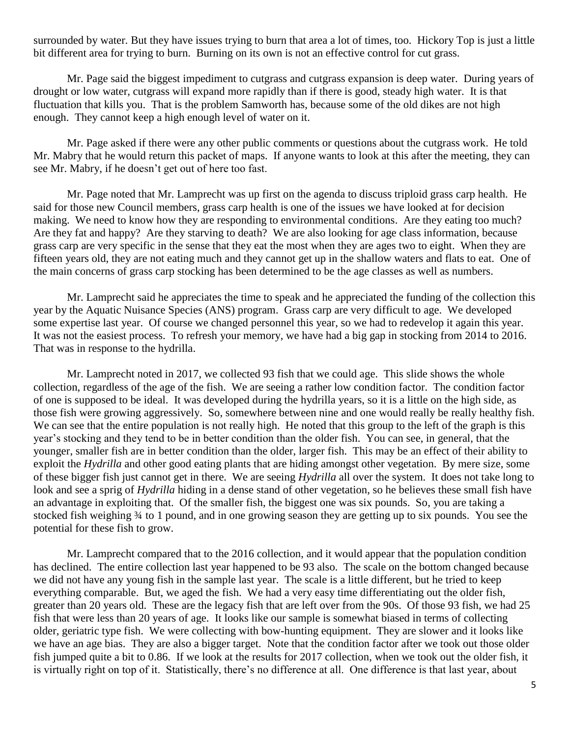surrounded by water. But they have issues trying to burn that area a lot of times, too. Hickory Top is just a little bit different area for trying to burn. Burning on its own is not an effective control for cut grass.

Mr. Page said the biggest impediment to cutgrass and cutgrass expansion is deep water. During years of drought or low water, cutgrass will expand more rapidly than if there is good, steady high water. It is that fluctuation that kills you. That is the problem Samworth has, because some of the old dikes are not high enough. They cannot keep a high enough level of water on it.

Mr. Page asked if there were any other public comments or questions about the cutgrass work. He told Mr. Mabry that he would return this packet of maps. If anyone wants to look at this after the meeting, they can see Mr. Mabry, if he doesn't get out of here too fast.

Mr. Page noted that Mr. Lamprecht was up first on the agenda to discuss triploid grass carp health. He said for those new Council members, grass carp health is one of the issues we have looked at for decision making. We need to know how they are responding to environmental conditions. Are they eating too much? Are they fat and happy? Are they starving to death? We are also looking for age class information, because grass carp are very specific in the sense that they eat the most when they are ages two to eight. When they are fifteen years old, they are not eating much and they cannot get up in the shallow waters and flats to eat. One of the main concerns of grass carp stocking has been determined to be the age classes as well as numbers.

Mr. Lamprecht said he appreciates the time to speak and he appreciated the funding of the collection this year by the Aquatic Nuisance Species (ANS) program. Grass carp are very difficult to age. We developed some expertise last year. Of course we changed personnel this year, so we had to redevelop it again this year. It was not the easiest process. To refresh your memory, we have had a big gap in stocking from 2014 to 2016. That was in response to the hydrilla.

Mr. Lamprecht noted in 2017, we collected 93 fish that we could age. This slide shows the whole collection, regardless of the age of the fish. We are seeing a rather low condition factor. The condition factor of one is supposed to be ideal. It was developed during the hydrilla years, so it is a little on the high side, as those fish were growing aggressively. So, somewhere between nine and one would really be really healthy fish. We can see that the entire population is not really high. He noted that this group to the left of the graph is this year's stocking and they tend to be in better condition than the older fish. You can see, in general, that the younger, smaller fish are in better condition than the older, larger fish. This may be an effect of their ability to exploit the *Hydrilla* and other good eating plants that are hiding amongst other vegetation. By mere size, some of these bigger fish just cannot get in there. We are seeing *Hydrilla* all over the system. It does not take long to look and see a sprig of *Hydrilla* hiding in a dense stand of other vegetation, so he believes these small fish have an advantage in exploiting that. Of the smaller fish, the biggest one was six pounds. So, you are taking a stocked fish weighing ¾ to 1 pound, and in one growing season they are getting up to six pounds. You see the potential for these fish to grow.

Mr. Lamprecht compared that to the 2016 collection, and it would appear that the population condition has declined. The entire collection last year happened to be 93 also. The scale on the bottom changed because we did not have any young fish in the sample last year. The scale is a little different, but he tried to keep everything comparable. But, we aged the fish. We had a very easy time differentiating out the older fish, greater than 20 years old. These are the legacy fish that are left over from the 90s. Of those 93 fish, we had 25 fish that were less than 20 years of age. It looks like our sample is somewhat biased in terms of collecting older, geriatric type fish. We were collecting with bow-hunting equipment. They are slower and it looks like we have an age bias. They are also a bigger target. Note that the condition factor after we took out those older fish jumped quite a bit to 0.86. If we look at the results for 2017 collection, when we took out the older fish, it is virtually right on top of it. Statistically, there's no difference at all. One difference is that last year, about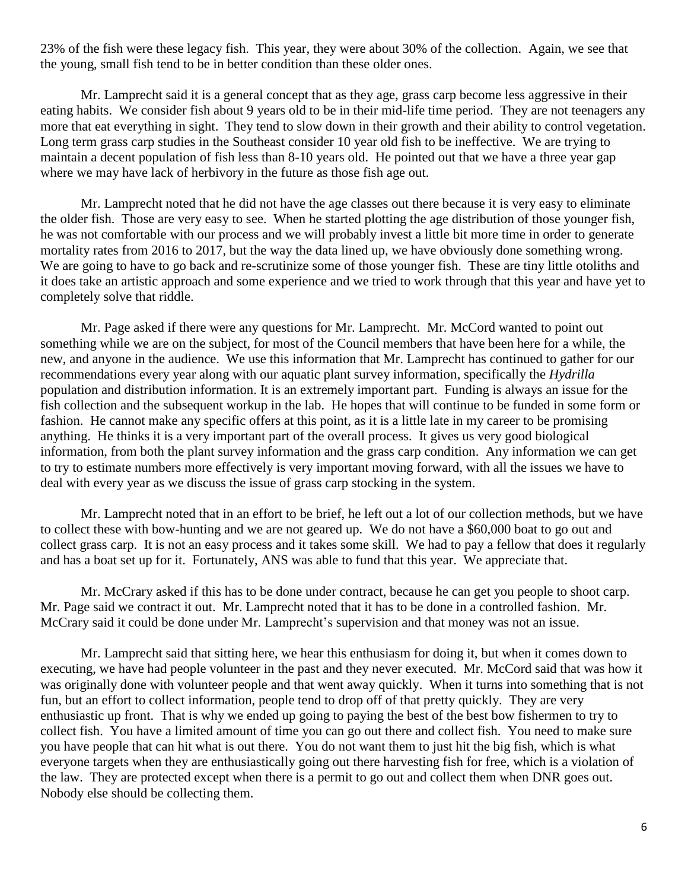23% of the fish were these legacy fish. This year, they were about 30% of the collection. Again, we see that the young, small fish tend to be in better condition than these older ones.

Mr. Lamprecht said it is a general concept that as they age, grass carp become less aggressive in their eating habits. We consider fish about 9 years old to be in their mid-life time period. They are not teenagers any more that eat everything in sight. They tend to slow down in their growth and their ability to control vegetation. Long term grass carp studies in the Southeast consider 10 year old fish to be ineffective. We are trying to maintain a decent population of fish less than 8-10 years old. He pointed out that we have a three year gap where we may have lack of herbivory in the future as those fish age out.

Mr. Lamprecht noted that he did not have the age classes out there because it is very easy to eliminate the older fish. Those are very easy to see. When he started plotting the age distribution of those younger fish, he was not comfortable with our process and we will probably invest a little bit more time in order to generate mortality rates from 2016 to 2017, but the way the data lined up, we have obviously done something wrong. We are going to have to go back and re-scrutinize some of those younger fish. These are tiny little otoliths and it does take an artistic approach and some experience and we tried to work through that this year and have yet to completely solve that riddle.

Mr. Page asked if there were any questions for Mr. Lamprecht. Mr. McCord wanted to point out something while we are on the subject, for most of the Council members that have been here for a while, the new, and anyone in the audience. We use this information that Mr. Lamprecht has continued to gather for our recommendations every year along with our aquatic plant survey information, specifically the *Hydrilla* population and distribution information. It is an extremely important part. Funding is always an issue for the fish collection and the subsequent workup in the lab. He hopes that will continue to be funded in some form or fashion. He cannot make any specific offers at this point, as it is a little late in my career to be promising anything. He thinks it is a very important part of the overall process. It gives us very good biological information, from both the plant survey information and the grass carp condition. Any information we can get to try to estimate numbers more effectively is very important moving forward, with all the issues we have to deal with every year as we discuss the issue of grass carp stocking in the system.

Mr. Lamprecht noted that in an effort to be brief, he left out a lot of our collection methods, but we have to collect these with bow-hunting and we are not geared up. We do not have a $60,000 boat to go out and collect grass carp. It is not an easy process and it takes some skill. We had to pay a fellow that does it regularly and has a boat set up for it. Fortunately, ANS was able to fund that this year. We appreciate that.

Mr. McCrary asked if this has to be done under contract, because he can get you people to shoot carp. Mr. Page said we contract it out. Mr. Lamprecht noted that it has to be done in a controlled fashion. Mr. McCrary said it could be done under Mr. Lamprecht's supervision and that money was not an issue.

Mr. Lamprecht said that sitting here, we hear this enthusiasm for doing it, but when it comes down to executing, we have had people volunteer in the past and they never executed. Mr. McCord said that was how it was originally done with volunteer people and that went away quickly. When it turns into something that is not fun, but an effort to collect information, people tend to drop off of that pretty quickly. They are very enthusiastic up front. That is why we ended up going to paying the best of the best bow fishermen to try to collect fish. You have a limited amount of time you can go out there and collect fish. You need to make sure you have people that can hit what is out there. You do not want them to just hit the big fish, which is what everyone targets when they are enthusiastically going out there harvesting fish for free, which is a violation of the law. They are protected except when there is a permit to go out and collect them when DNR goes out. Nobody else should be collecting them.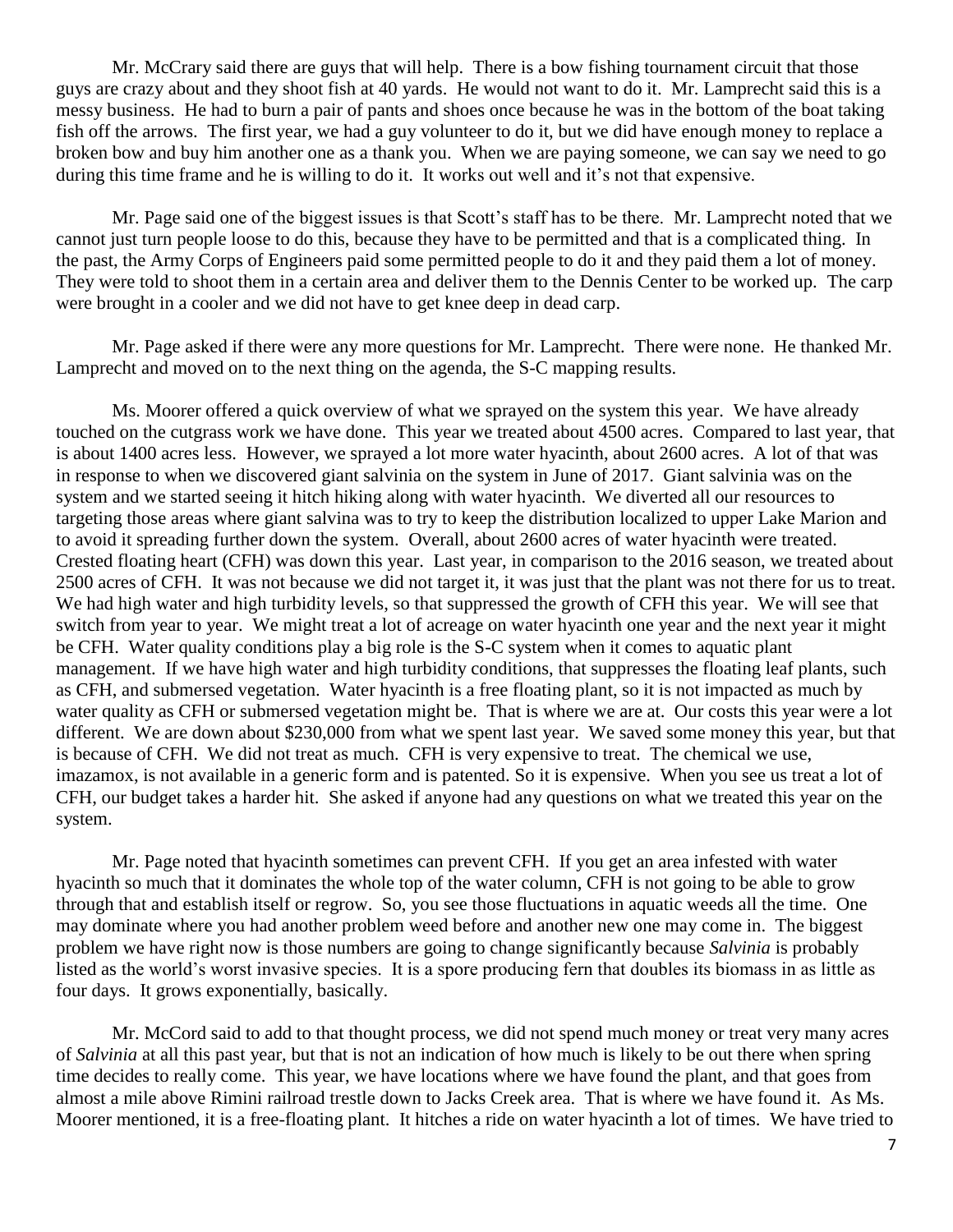Mr. McCrary said there are guys that will help. There is a bow fishing tournament circuit that those guys are crazy about and they shoot fish at 40 yards. He would not want to do it. Mr. Lamprecht said this is a messy business. He had to burn a pair of pants and shoes once because he was in the bottom of the boat taking fish off the arrows. The first year, we had a guy volunteer to do it, but we did have enough money to replace a broken bow and buy him another one as a thank you. When we are paying someone, we can say we need to go during this time frame and he is willing to do it. It works out well and it's not that expensive.

Mr. Page said one of the biggest issues is that Scott's staff has to be there. Mr. Lamprecht noted that we cannot just turn people loose to do this, because they have to be permitted and that is a complicated thing. In the past, the Army Corps of Engineers paid some permitted people to do it and they paid them a lot of money. They were told to shoot them in a certain area and deliver them to the Dennis Center to be worked up. The carp were brought in a cooler and we did not have to get knee deep in dead carp.

Mr. Page asked if there were any more questions for Mr. Lamprecht. There were none. He thanked Mr. Lamprecht and moved on to the next thing on the agenda, the S-C mapping results.

Ms. Moorer offered a quick overview of what we sprayed on the system this year. We have already touched on the cutgrass work we have done. This year we treated about 4500 acres. Compared to last year, that is about 1400 acres less. However, we sprayed a lot more water hyacinth, about 2600 acres. A lot of that was in response to when we discovered giant salvinia on the system in June of 2017. Giant salvinia was on the system and we started seeing it hitch hiking along with water hyacinth. We diverted all our resources to targeting those areas where giant salvina was to try to keep the distribution localized to upper Lake Marion and to avoid it spreading further down the system. Overall, about 2600 acres of water hyacinth were treated. Crested floating heart (CFH) was down this year. Last year, in comparison to the 2016 season, we treated about 2500 acres of CFH. It was not because we did not target it, it was just that the plant was not there for us to treat. We had high water and high turbidity levels, so that suppressed the growth of CFH this year. We will see that switch from year to year. We might treat a lot of acreage on water hyacinth one year and the next year it might be CFH. Water quality conditions play a big role is the S-C system when it comes to aquatic plant management. If we have high water and high turbidity conditions, that suppresses the floating leaf plants, such as CFH, and submersed vegetation. Water hyacinth is a free floating plant, so it is not impacted as much by water quality as CFH or submersed vegetation might be. That is where we are at. Our costs this year were a lot different. We are down about $230,000 from what we spent last year. We saved some money this year, but that is because of CFH. We did not treat as much. CFH is very expensive to treat. The chemical we use, imazamox, is not available in a generic form and is patented. So it is expensive. When you see us treat a lot of CFH, our budget takes a harder hit. She asked if anyone had any questions on what we treated this year on the system.

Mr. Page noted that hyacinth sometimes can prevent CFH. If you get an area infested with water hyacinth so much that it dominates the whole top of the water column, CFH is not going to be able to grow through that and establish itself or regrow. So, you see those fluctuations in aquatic weeds all the time. One may dominate where you had another problem weed before and another new one may come in. The biggest problem we have right now is those numbers are going to change significantly because *Salvinia* is probably listed as the world's worst invasive species. It is a spore producing fern that doubles its biomass in as little as four days. It grows exponentially, basically.

Mr. McCord said to add to that thought process, we did not spend much money or treat very many acres of *Salvinia* at all this past year, but that is not an indication of how much is likely to be out there when spring time decides to really come. This year, we have locations where we have found the plant, and that goes from almost a mile above Rimini railroad trestle down to Jacks Creek area. That is where we have found it. As Ms. Moorer mentioned, it is a free-floating plant. It hitches a ride on water hyacinth a lot of times. We have tried to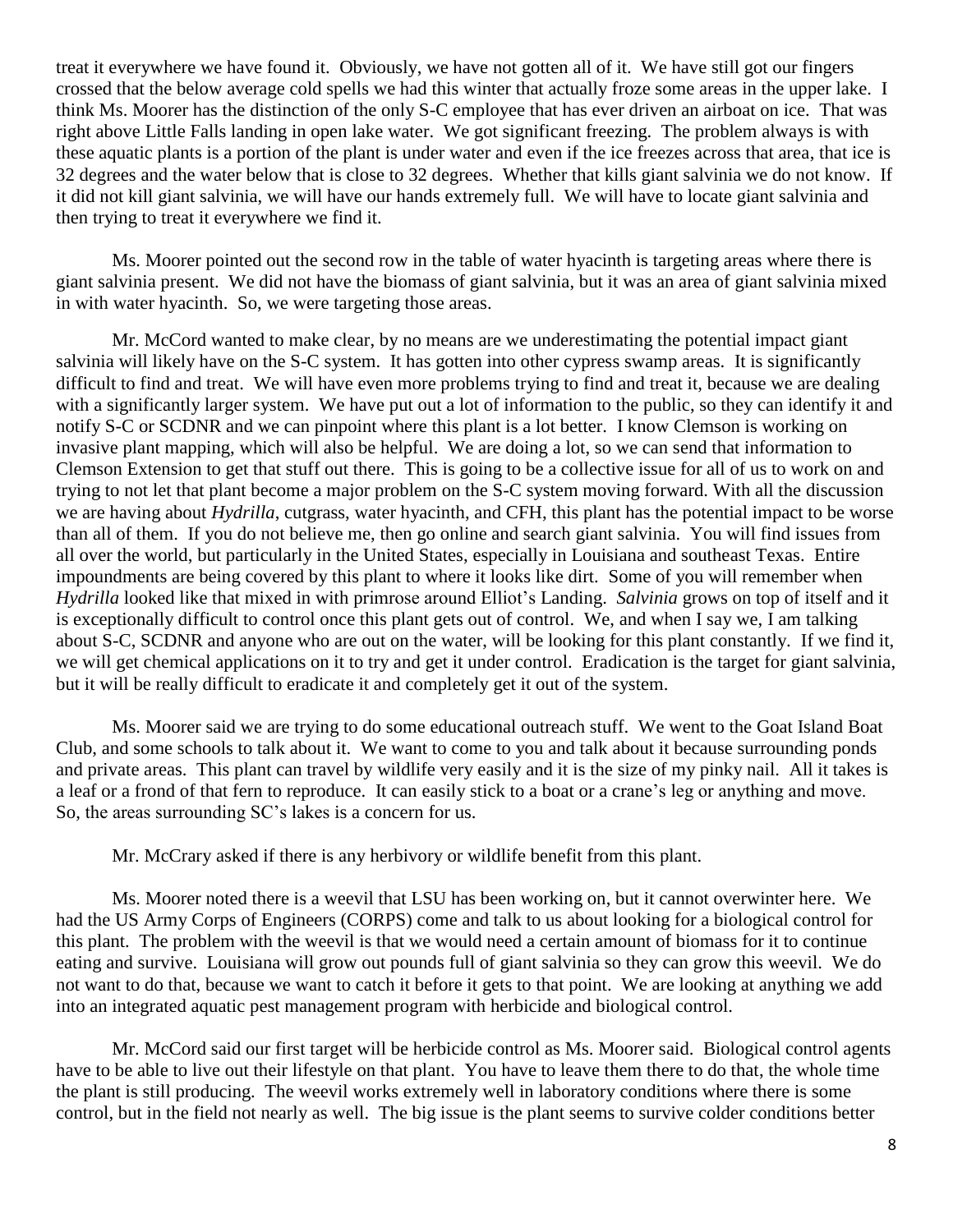treat it everywhere we have found it. Obviously, we have not gotten all of it. We have still got our fingers crossed that the below average cold spells we had this winter that actually froze some areas in the upper lake. I think Ms. Moorer has the distinction of the only S-C employee that has ever driven an airboat on ice. That was right above Little Falls landing in open lake water. We got significant freezing. The problem always is with these aquatic plants is a portion of the plant is under water and even if the ice freezes across that area, that ice is 32 degrees and the water below that is close to 32 degrees. Whether that kills giant salvinia we do not know. If it did not kill giant salvinia, we will have our hands extremely full. We will have to locate giant salvinia and then trying to treat it everywhere we find it.

Ms. Moorer pointed out the second row in the table of water hyacinth is targeting areas where there is giant salvinia present. We did not have the biomass of giant salvinia, but it was an area of giant salvinia mixed in with water hyacinth. So, we were targeting those areas.

Mr. McCord wanted to make clear, by no means are we underestimating the potential impact giant salvinia will likely have on the S-C system. It has gotten into other cypress swamp areas. It is significantly difficult to find and treat. We will have even more problems trying to find and treat it, because we are dealing with a significantly larger system. We have put out a lot of information to the public, so they can identify it and notify S-C or SCDNR and we can pinpoint where this plant is a lot better. I know Clemson is working on invasive plant mapping, which will also be helpful. We are doing a lot, so we can send that information to Clemson Extension to get that stuff out there. This is going to be a collective issue for all of us to work on and trying to not let that plant become a major problem on the S-C system moving forward. With all the discussion we are having about *Hydrilla*, cutgrass, water hyacinth, and CFH, this plant has the potential impact to be worse than all of them. If you do not believe me, then go online and search giant salvinia. You will find issues from all over the world, but particularly in the United States, especially in Louisiana and southeast Texas. Entire impoundments are being covered by this plant to where it looks like dirt. Some of you will remember when *Hydrilla* looked like that mixed in with primrose around Elliot's Landing. *Salvinia* grows on top of itself and it is exceptionally difficult to control once this plant gets out of control. We, and when I say we, I am talking about S-C, SCDNR and anyone who are out on the water, will be looking for this plant constantly. If we find it, we will get chemical applications on it to try and get it under control. Eradication is the target for giant salvinia, but it will be really difficult to eradicate it and completely get it out of the system.

Ms. Moorer said we are trying to do some educational outreach stuff. We went to the Goat Island Boat Club, and some schools to talk about it. We want to come to you and talk about it because surrounding ponds and private areas. This plant can travel by wildlife very easily and it is the size of my pinky nail. All it takes is a leaf or a frond of that fern to reproduce. It can easily stick to a boat or a crane's leg or anything and move. So, the areas surrounding SC's lakes is a concern for us.

Mr. McCrary asked if there is any herbivory or wildlife benefit from this plant.

Ms. Moorer noted there is a weevil that LSU has been working on, but it cannot overwinter here. We had the US Army Corps of Engineers (CORPS) come and talk to us about looking for a biological control for this plant. The problem with the weevil is that we would need a certain amount of biomass for it to continue eating and survive. Louisiana will grow out pounds full of giant salvinia so they can grow this weevil. We do not want to do that, because we want to catch it before it gets to that point. We are looking at anything we add into an integrated aquatic pest management program with herbicide and biological control.

Mr. McCord said our first target will be herbicide control as Ms. Moorer said. Biological control agents have to be able to live out their lifestyle on that plant. You have to leave them there to do that, the whole time the plant is still producing. The weevil works extremely well in laboratory conditions where there is some control, but in the field not nearly as well. The big issue is the plant seems to survive colder conditions better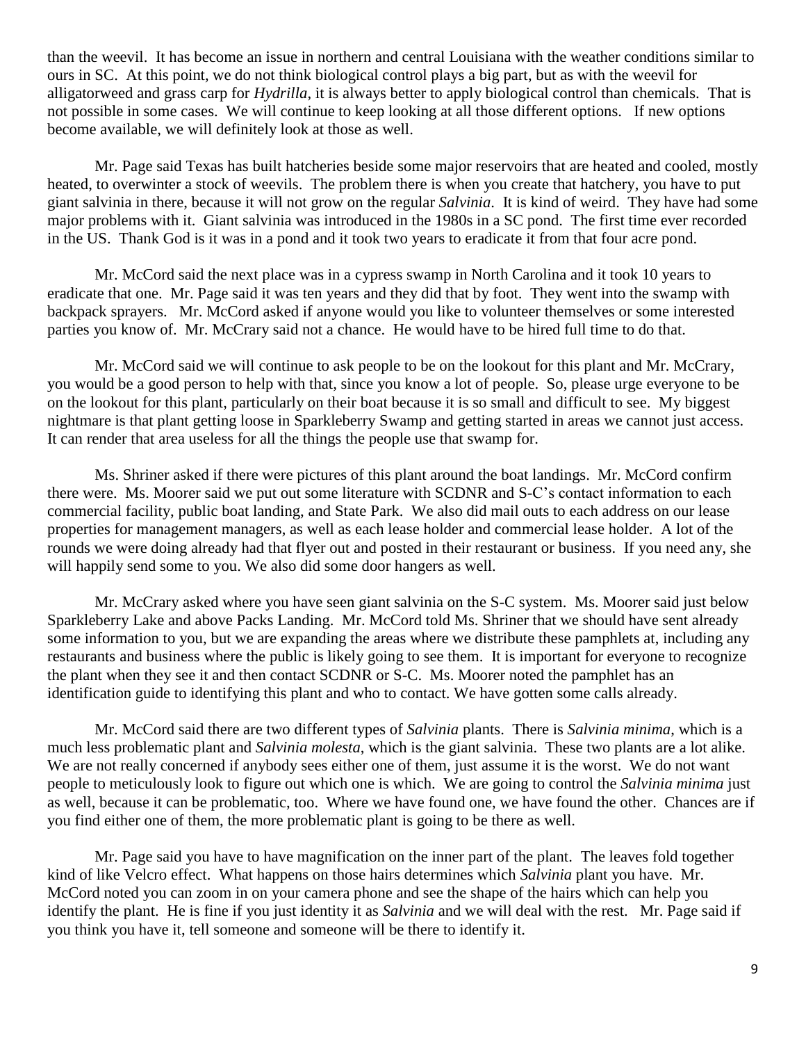than the weevil. It has become an issue in northern and central Louisiana with the weather conditions similar to ours in SC. At this point, we do not think biological control plays a big part, but as with the weevil for alligatorweed and grass carp for *Hydrilla*, it is always better to apply biological control than chemicals. That is not possible in some cases. We will continue to keep looking at all those different options. If new options become available, we will definitely look at those as well.

Mr. Page said Texas has built hatcheries beside some major reservoirs that are heated and cooled, mostly heated, to overwinter a stock of weevils. The problem there is when you create that hatchery, you have to put giant salvinia in there, because it will not grow on the regular *Salvinia*. It is kind of weird. They have had some major problems with it. Giant salvinia was introduced in the 1980s in a SC pond. The first time ever recorded in the US. Thank God is it was in a pond and it took two years to eradicate it from that four acre pond.

Mr. McCord said the next place was in a cypress swamp in North Carolina and it took 10 years to eradicate that one. Mr. Page said it was ten years and they did that by foot. They went into the swamp with backpack sprayers. Mr. McCord asked if anyone would you like to volunteer themselves or some interested parties you know of. Mr. McCrary said not a chance. He would have to be hired full time to do that.

Mr. McCord said we will continue to ask people to be on the lookout for this plant and Mr. McCrary, you would be a good person to help with that, since you know a lot of people. So, please urge everyone to be on the lookout for this plant, particularly on their boat because it is so small and difficult to see. My biggest nightmare is that plant getting loose in Sparkleberry Swamp and getting started in areas we cannot just access. It can render that area useless for all the things the people use that swamp for.

Ms. Shriner asked if there were pictures of this plant around the boat landings. Mr. McCord confirm there were. Ms. Moorer said we put out some literature with SCDNR and S-C's contact information to each commercial facility, public boat landing, and State Park. We also did mail outs to each address on our lease properties for management managers, as well as each lease holder and commercial lease holder. A lot of the rounds we were doing already had that flyer out and posted in their restaurant or business. If you need any, she will happily send some to you. We also did some door hangers as well.

Mr. McCrary asked where you have seen giant salvinia on the S-C system. Ms. Moorer said just below Sparkleberry Lake and above Packs Landing. Mr. McCord told Ms. Shriner that we should have sent already some information to you, but we are expanding the areas where we distribute these pamphlets at, including any restaurants and business where the public is likely going to see them. It is important for everyone to recognize the plant when they see it and then contact SCDNR or S-C. Ms. Moorer noted the pamphlet has an identification guide to identifying this plant and who to contact. We have gotten some calls already.

Mr. McCord said there are two different types of *Salvinia* plants. There is *Salvinia minima*, which is a much less problematic plant and *Salvinia molesta*, which is the giant salvinia. These two plants are a lot alike. We are not really concerned if anybody sees either one of them, just assume it is the worst. We do not want people to meticulously look to figure out which one is which. We are going to control the *Salvinia minima* just as well, because it can be problematic, too. Where we have found one, we have found the other. Chances are if you find either one of them, the more problematic plant is going to be there as well.

Mr. Page said you have to have magnification on the inner part of the plant. The leaves fold together kind of like Velcro effect. What happens on those hairs determines which *Salvinia* plant you have. Mr. McCord noted you can zoom in on your camera phone and see the shape of the hairs which can help you identify the plant. He is fine if you just identity it as *Salvinia* and we will deal with the rest. Mr. Page said if you think you have it, tell someone and someone will be there to identify it.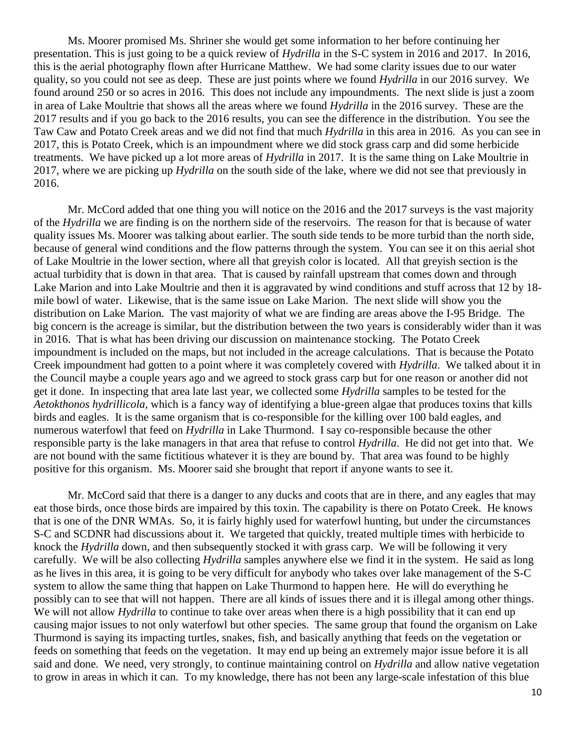Ms. Moorer promised Ms. Shriner she would get some information to her before continuing her presentation. This is just going to be a quick review of *Hydrilla* in the S-C system in 2016 and 2017. In 2016, this is the aerial photography flown after Hurricane Matthew. We had some clarity issues due to our water quality, so you could not see as deep. These are just points where we found *Hydrilla* in our 2016 survey. We found around 250 or so acres in 2016. This does not include any impoundments. The next slide is just a zoom in area of Lake Moultrie that shows all the areas where we found *Hydrilla* in the 2016 survey. These are the 2017 results and if you go back to the 2016 results, you can see the difference in the distribution. You see the Taw Caw and Potato Creek areas and we did not find that much *Hydrilla* in this area in 2016. As you can see in 2017, this is Potato Creek, which is an impoundment where we did stock grass carp and did some herbicide treatments. We have picked up a lot more areas of *Hydrilla* in 2017. It is the same thing on Lake Moultrie in 2017, where we are picking up *Hydrilla* on the south side of the lake, where we did not see that previously in 2016.

Mr. McCord added that one thing you will notice on the 2016 and the 2017 surveys is the vast majority of the *Hydrilla* we are finding is on the northern side of the reservoirs. The reason for that is because of water quality issues Ms. Moorer was talking about earlier. The south side tends to be more turbid than the north side, because of general wind conditions and the flow patterns through the system. You can see it on this aerial shot of Lake Moultrie in the lower section, where all that greyish color is located. All that greyish section is the actual turbidity that is down in that area. That is caused by rainfall upstream that comes down and through Lake Marion and into Lake Moultrie and then it is aggravated by wind conditions and stuff across that 12 by 18-mile bowl of water. Likewise, that is the same issue on Lake Marion. The next slide will show you the distribution on Lake Marion. The vast majority of what we are finding are areas above the I-95 Bridge. The big concern is the acreage is similar, but the distribution between the two years is considerably wider than it was in 2016. That is what has been driving our discussion on maintenance stocking. The Potato Creek impoundment is included on the maps, but not included in the acreage calculations. That is because the Potato Creek impoundment had gotten to a point where it was completely covered with *Hydrilla*. We talked about it in the Council maybe a couple years ago and we agreed to stock grass carp but for one reason or another did not get it done. In inspecting that area late last year, we collected some *Hydrilla* samples to be tested for the *Aetokthonos hydrillicola*, which is a fancy way of identifying a blue-green algae that produces toxins that kills birds and eagles. It is the same organism that is co-responsible for the killing over 100 bald eagles, and numerous waterfowl that feed on *Hydrilla* in Lake Thurmond. I say co-responsible because the other responsible party is the lake managers in that area that refuse to control *Hydrilla*. He did not get into that. We are not bound with the same fictitious whatever it is they are bound by. That area was found to be highly positive for this organism. Ms. Moorer said she brought that report if anyone wants to see it.

Mr. McCord said that there is a danger to any ducks and coots that are in there, and any eagles that may eat those birds, once those birds are impaired by this toxin. The capability is there on Potato Creek. He knows that is one of the DNR WMAs. So, it is fairly highly used for waterfowl hunting, but under the circumstances S-C and SCDNR had discussions about it. We targeted that quickly, treated multiple times with herbicide to knock the *Hydrilla* down, and then subsequently stocked it with grass carp. We will be following it very carefully. We will be also collecting *Hydrilla* samples anywhere else we find it in the system. He said as long as he lives in this area, it is going to be very difficult for anybody who takes over lake management of the S-C system to allow the same thing that happen on Lake Thurmond to happen here. He will do everything he possibly can to see that will not happen. There are all kinds of issues there and it is illegal among other things. We will not allow *Hydrilla* to continue to take over areas when there is a high possibility that it can end up causing major issues to not only waterfowl but other species. The same group that found the organism on Lake Thurmond is saying its impacting turtles, snakes, fish, and basically anything that feeds on the vegetation or feeds on something that feeds on the vegetation. It may end up being an extremely major issue before it is all said and done. We need, very strongly, to continue maintaining control on *Hydrilla* and allow native vegetation to grow in areas in which it can. To my knowledge, there has not been any large-scale infestation of this blue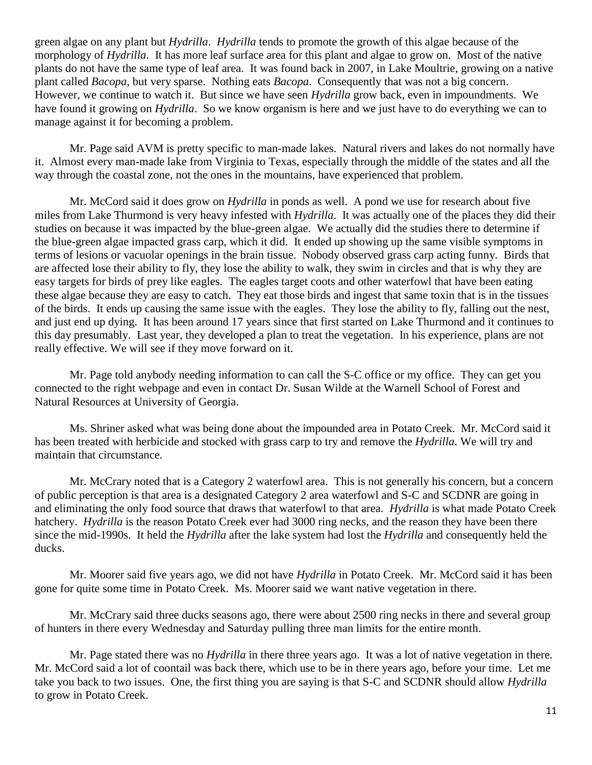green algae on any plant but *Hydrilla*. *Hydrilla* tends to promote the growth of this algae because of the morphology of *Hydrilla*. It has more leaf surface area for this plant and algae to grow on. Most of the native plants do not have the same type of leaf area. It was found back in 2007, in Lake Moultrie, growing on a native plant called *Bacopa*, but very sparse. Nothing eats *Bacopa*. Consequently that was not a big concern. However, we continue to watch it. But since we have seen *Hydrilla* grow back, even in impoundments. We have found it growing on *Hydrilla*. So we know organism is here and we just have to do everything we can to manage against it for becoming a problem.

Mr. Page said AVM is pretty specific to man-made lakes. Natural rivers and lakes do not normally have it. Almost every man-made lake from Virginia to Texas, especially through the middle of the states and all the way through the coastal zone, not the ones in the mountains, have experienced that problem.

Mr. McCord said it does grow on *Hydrilla* in ponds as well. A pond we use for research about five miles from Lake Thurmond is very heavy infested with *Hydrilla*. It was actually one of the places they did their studies on because it was impacted by the blue-green algae. We actually did the studies there to determine if the blue-green algae impacted grass carp, which it did. It ended up showing up the same visible symptoms in terms of lesions or vacuolar openings in the brain tissue. Nobody observed grass carp acting funny. Birds that are affected lose their ability to fly, they lose the ability to walk, they swim in circles and that is why they are easy targets for birds of prey like eagles. The eagles target coots and other waterfowl that have been eating these algae because they are easy to catch. They eat those birds and ingest that same toxin that is in the tissues of the birds. It ends up causing the same issue with the eagles. They lose the ability to fly, falling out the nest, and just end up dying. It has been around 17 years since that first started on Lake Thurmond and it continues to this day presumably. Last year, they developed a plan to treat the vegetation. In his experience, plans are not really effective. We will see if they move forward on it.

Mr. Page told anybody needing information to can call the S-C office or my office. They can get you connected to the right webpage and even in contact Dr. Susan Wilde at the Warnell School of Forest and Natural Resources at University of Georgia.

Ms. Shriner asked what was being done about the impounded area in Potato Creek. Mr. McCord said it has been treated with herbicide and stocked with grass carp to try and remove the *Hydrilla*. We will try and maintain that circumstance.

Mr. McCrary noted that is a Category 2 waterfowl area. This is not generally his concern, but a concern of public perception is that area is a designated Category 2 area waterfowl and S-C and SCDNR are going in and eliminating the only food source that draws that waterfowl to that area. *Hydrilla* is what made Potato Creek hatchery. *Hydrilla* is the reason Potato Creek ever had 3000 ring necks, and the reason they have been there since the mid-1990s. It held the *Hydrilla* after the lake system had lost the *Hydrilla* and consequently held the ducks.

Mr. Moorer said five years ago, we did not have *Hydrilla* in Potato Creek. Mr. McCord said it has been gone for quite some time in Potato Creek. Ms. Moorer said we want native vegetation in there.

Mr. McCrary said three ducks seasons ago, there were about 2500 ring necks in there and several group of hunters in there every Wednesday and Saturday pulling three man limits for the entire month.

Mr. Page stated there was no *Hydrilla* in there three years ago. It was a lot of native vegetation in there. Mr. McCord said a lot of coontail was back there, which use to be in there years ago, before your time. Let me take you back to two issues. One, the first thing you are saying is that S-C and SCDNR should allow *Hydrilla* to grow in Potato Creek.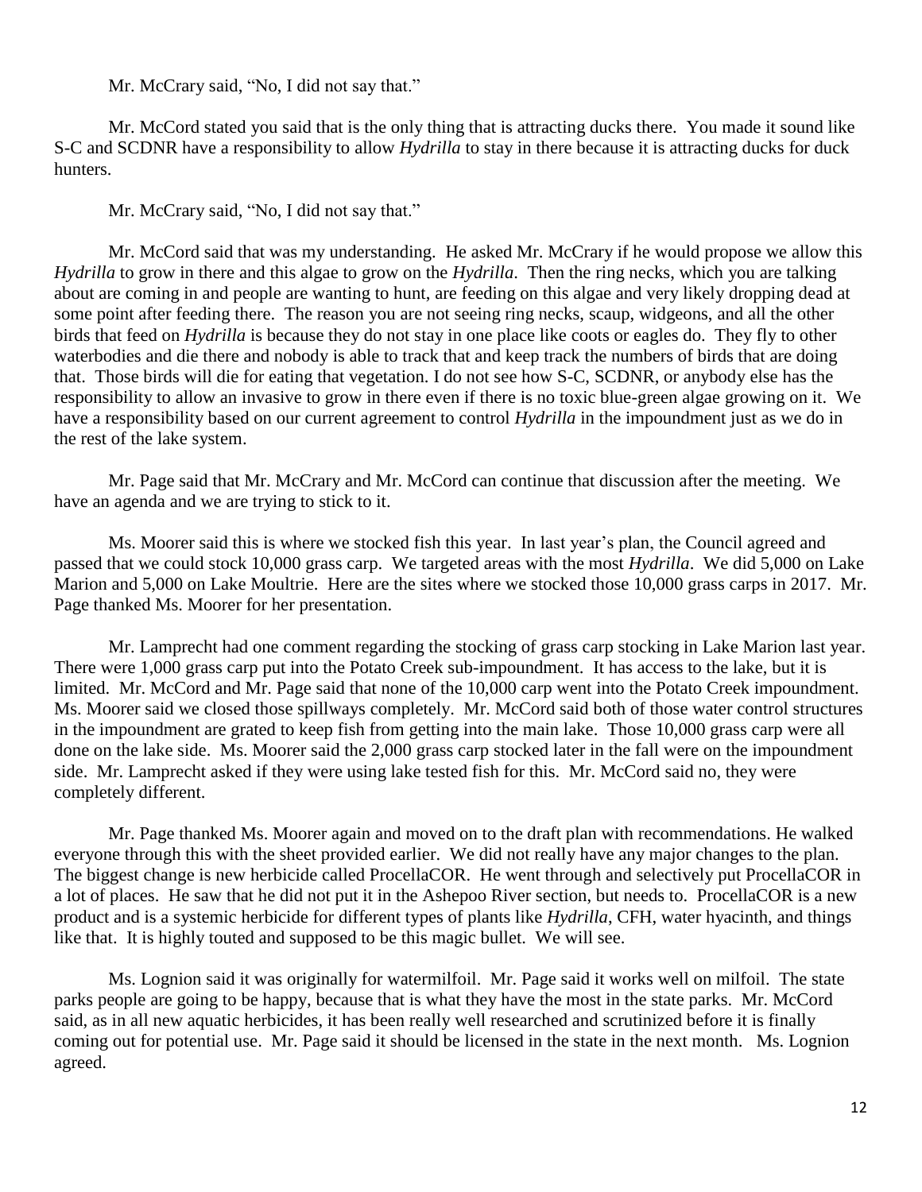Mr. McCrary said, "No, I did not say that."

Mr. McCord stated you said that is the only thing that is attracting ducks there. You made it sound like S-C and SCDNR have a responsibility to allow *Hydrilla* to stay in there because it is attracting ducks for duck hunters.

Mr. McCrary said, "No, I did not say that."

Mr. McCord said that was my understanding. He asked Mr. McCrary if he would propose we allow this *Hydrilla* to grow in there and this algae to grow on the *Hydrilla*. Then the ring necks, which you are talking about are coming in and people are wanting to hunt, are feeding on this algae and very likely dropping dead at some point after feeding there. The reason you are not seeing ring necks, scaup, widgeons, and all the other birds that feed on *Hydrilla* is because they do not stay in one place like coots or eagles do. They fly to other waterbodies and die there and nobody is able to track that and keep track the numbers of birds that are doing that. Those birds will die for eating that vegetation. I do not see how S-C, SCDNR, or anybody else has the responsibility to allow an invasive to grow in there even if there is no toxic blue-green algae growing on it. We have a responsibility based on our current agreement to control *Hydrilla* in the impoundment just as we do in the rest of the lake system.

Mr. Page said that Mr. McCrary and Mr. McCord can continue that discussion after the meeting. We have an agenda and we are trying to stick to it.

Ms. Moorer said this is where we stocked fish this year. In last year's plan, the Council agreed and passed that we could stock 10,000 grass carp. We targeted areas with the most *Hydrilla*. We did 5,000 on Lake Marion and 5,000 on Lake Moultrie. Here are the sites where we stocked those 10,000 grass carps in 2017. Mr. Page thanked Ms. Moorer for her presentation.

Mr. Lamprecht had one comment regarding the stocking of grass carp stocking in Lake Marion last year. There were 1,000 grass carp put into the Potato Creek sub-impoundment. It has access to the lake, but it is limited. Mr. McCord and Mr. Page said that none of the 10,000 carp went into the Potato Creek impoundment. Ms. Moorer said we closed those spillways completely. Mr. McCord said both of those water control structures in the impoundment are grated to keep fish from getting into the main lake. Those 10,000 grass carp were all done on the lake side. Ms. Moorer said the 2,000 grass carp stocked later in the fall were on the impoundment side. Mr. Lamprecht asked if they were using lake tested fish for this. Mr. McCord said no, they were completely different.

Mr. Page thanked Ms. Moorer again and moved on to the draft plan with recommendations. He walked everyone through this with the sheet provided earlier. We did not really have any major changes to the plan. The biggest change is new herbicide called ProcellaCOR. He went through and selectively put ProcellaCOR in a lot of places. He saw that he did not put it in the Ashepoo River section, but needs to. ProcellaCOR is a new product and is a systemic herbicide for different types of plants like *Hydrilla*, CFH, water hyacinth, and things like that. It is highly touted and supposed to be this magic bullet. We will see.

Ms. Lognion said it was originally for watermilfoil. Mr. Page said it works well on milfoil. The state parks people are going to be happy, because that is what they have the most in the state parks. Mr. McCord said, as in all new aquatic herbicides, it has been really well researched and scrutinized before it is finally coming out for potential use. Mr. Page said it should be licensed in the state in the next month. Ms. Lognion agreed.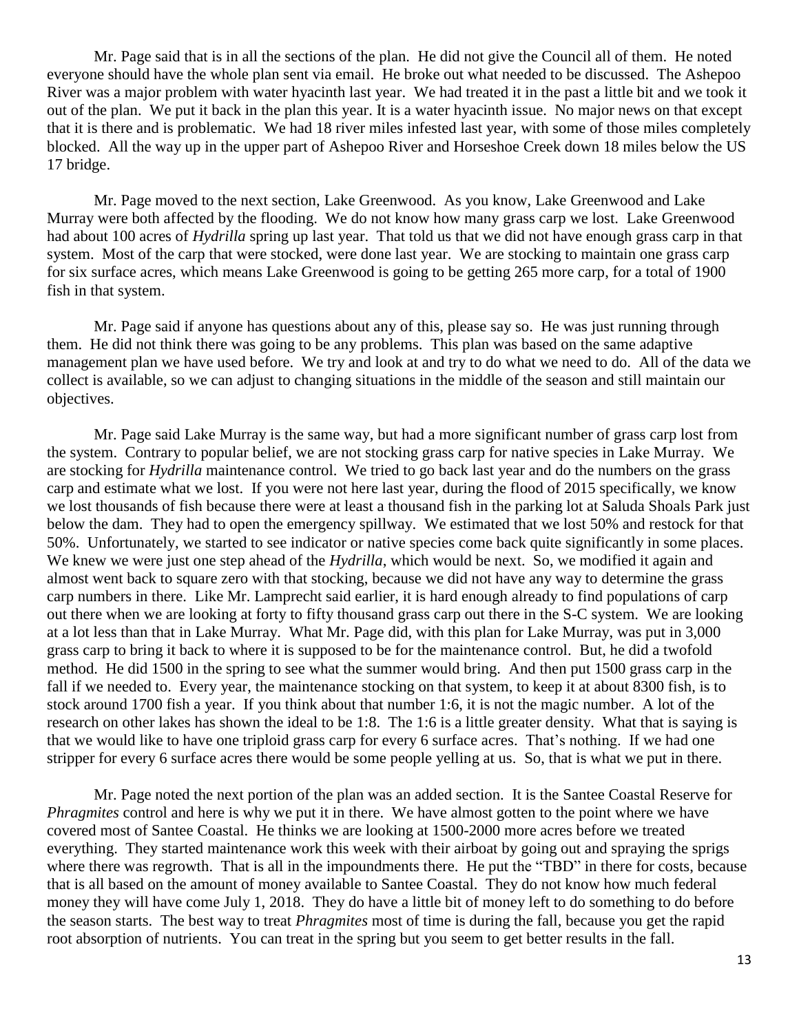Mr. Page said that is in all the sections of the plan. He did not give the Council all of them. He noted everyone should have the whole plan sent via email. He broke out what needed to be discussed. The Ashepoo River was a major problem with water hyacinth last year. We had treated it in the past a little bit and we took it out of the plan. We put it back in the plan this year. It is a water hyacinth issue. No major news on that except that it is there and is problematic. We had 18 river miles infested last year, with some of those miles completely blocked. All the way up in the upper part of Ashepoo River and Horseshoe Creek down 18 miles below the US 17 bridge.

Mr. Page moved to the next section, Lake Greenwood. As you know, Lake Greenwood and Lake Murray were both affected by the flooding. We do not know how many grass carp we lost. Lake Greenwood had about 100 acres of *Hydrilla* spring up last year. That told us that we did not have enough grass carp in that system. Most of the carp that were stocked, were done last year. We are stocking to maintain one grass carp for six surface acres, which means Lake Greenwood is going to be getting 265 more carp, for a total of 1900 fish in that system.

Mr. Page said if anyone has questions about any of this, please say so. He was just running through them. He did not think there was going to be any problems. This plan was based on the same adaptive management plan we have used before. We try and look at and try to do what we need to do. All of the data we collect is available, so we can adjust to changing situations in the middle of the season and still maintain our objectives.

Mr. Page said Lake Murray is the same way, but had a more significant number of grass carp lost from the system. Contrary to popular belief, we are not stocking grass carp for native species in Lake Murray. We are stocking for *Hydrilla* maintenance control. We tried to go back last year and do the numbers on the grass carp and estimate what we lost. If you were not here last year, during the flood of 2015 specifically, we know we lost thousands of fish because there were at least a thousand fish in the parking lot at Saluda Shoals Park just below the dam. They had to open the emergency spillway. We estimated that we lost 50% and restock for that 50%. Unfortunately, we started to see indicator or native species come back quite significantly in some places. We knew we were just one step ahead of the *Hydrilla*, which would be next. So, we modified it again and almost went back to square zero with that stocking, because we did not have any way to determine the grass carp numbers in there. Like Mr. Lamprecht said earlier, it is hard enough already to find populations of carp out there when we are looking at forty to fifty thousand grass carp out there in the S-C system. We are looking at a lot less than that in Lake Murray. What Mr. Page did, with this plan for Lake Murray, was put in 3,000 grass carp to bring it back to where it is supposed to be for the maintenance control. But, he did a twofold method. He did 1500 in the spring to see what the summer would bring. And then put 1500 grass carp in the fall if we needed to. Every year, the maintenance stocking on that system, to keep it at about 8300 fish, is to stock around 1700 fish a year. If you think about that number 1:6, it is not the magic number. A lot of the research on other lakes has shown the ideal to be 1:8. The 1:6 is a little greater density. What that is saying is that we would like to have one triploid grass carp for every 6 surface acres. That's nothing. If we had one stripper for every 6 surface acres there would be some people yelling at us. So, that is what we put in there.

Mr. Page noted the next portion of the plan was an added section. It is the Santee Coastal Reserve for *Phragmites* control and here is why we put it in there. We have almost gotten to the point where we have covered most of Santee Coastal. He thinks we are looking at 1500-2000 more acres before we treated everything. They started maintenance work this week with their airboat by going out and spraying the sprigs where there was regrowth. That is all in the impoundments there. He put the "TBD" in there for costs, because that is all based on the amount of money available to Santee Coastal. They do not know how much federal money they will have come July 1, 2018. They do have a little bit of money left to do something to do before the season starts. The best way to treat *Phragmites* most of time is during the fall, because you get the rapid root absorption of nutrients. You can treat in the spring but you seem to get better results in the fall.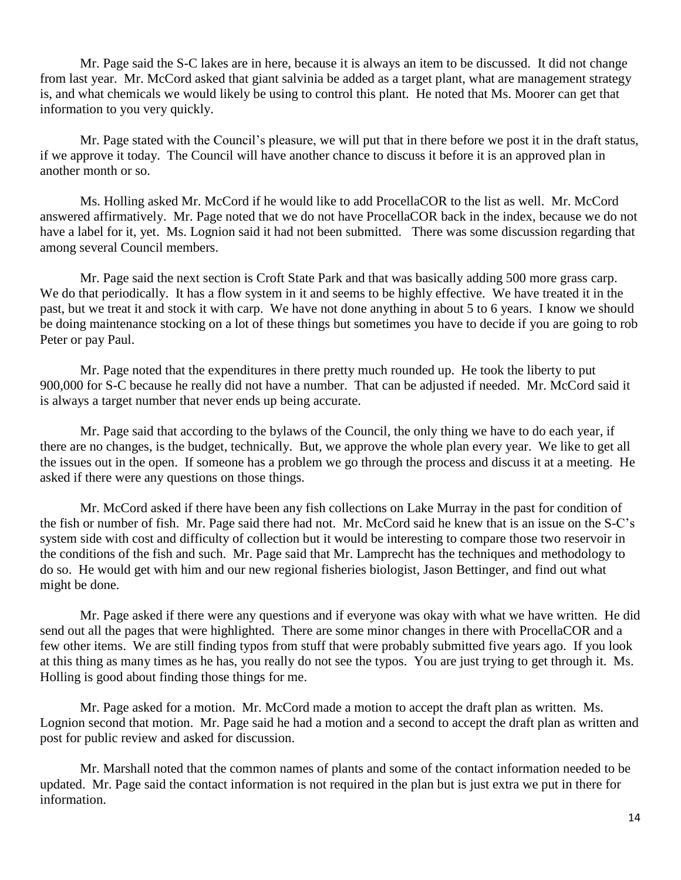Mr. Page said the S-C lakes are in here, because it is always an item to be discussed. It did not change from last year. Mr. McCord asked that giant salvinia be added as a target plant, what are management strategy is, and what chemicals we would likely be using to control this plant. He noted that Ms. Moorer can get that information to you very quickly.

Mr. Page stated with the Council's pleasure, we will put that in there before we post it in the draft status, if we approve it today. The Council will have another chance to discuss it before it is an approved plan in another month or so.

Ms. Holling asked Mr. McCord if he would like to add ProcellaCOR to the list as well. Mr. McCord answered affirmatively. Mr. Page noted that we do not have ProcellaCOR back in the index, because we do not have a label for it, yet. Ms. Lognion said it had not been submitted. There was some discussion regarding that among several Council members.

Mr. Page said the next section is Croft State Park and that was basically adding 500 more grass carp. We do that periodically. It has a flow system in it and seems to be highly effective. We have treated it in the past, but we treat it and stock it with carp. We have not done anything in about 5 to 6 years. I know we should be doing maintenance stocking on a lot of these things but sometimes you have to decide if you are going to rob Peter or pay Paul.

Mr. Page noted that the expenditures in there pretty much rounded up. He took the liberty to put 900,000 for S-C because he really did not have a number. That can be adjusted if needed. Mr. McCord said it is always a target number that never ends up being accurate.

Mr. Page said that according to the bylaws of the Council, the only thing we have to do each year, if there are no changes, is the budget, technically. But, we approve the whole plan every year. We like to get all the issues out in the open. If someone has a problem we go through the process and discuss it at a meeting. He asked if there were any questions on those things.

Mr. McCord asked if there have been any fish collections on Lake Murray in the past for condition of the fish or number of fish. Mr. Page said there had not. Mr. McCord said he knew that is an issue on the S-C's system side with cost and difficulty of collection but it would be interesting to compare those two reservoir in the conditions of the fish and such. Mr. Page said that Mr. Lamprecht has the techniques and methodology to do so. He would get with him and our new regional fisheries biologist, Jason Bettinger, and find out what might be done.

Mr. Page asked if there were any questions and if everyone was okay with what we have written. He did send out all the pages that were highlighted. There are some minor changes in there with ProcellaCOR and a few other items. We are still finding typos from stuff that were probably submitted five years ago. If you look at this thing as many times as he has, you really do not see the typos. You are just trying to get through it. Ms. Holling is good about finding those things for me.

Mr. Page asked for a motion. Mr. McCord made a motion to accept the draft plan as written. Ms. Lognion second that motion. Mr. Page said he had a motion and a second to accept the draft plan as written and post for public review and asked for discussion.

Mr. Marshall noted that the common names of plants and some of the contact information needed to be updated. Mr. Page said the contact information is not required in the plan but is just extra we put in there for information.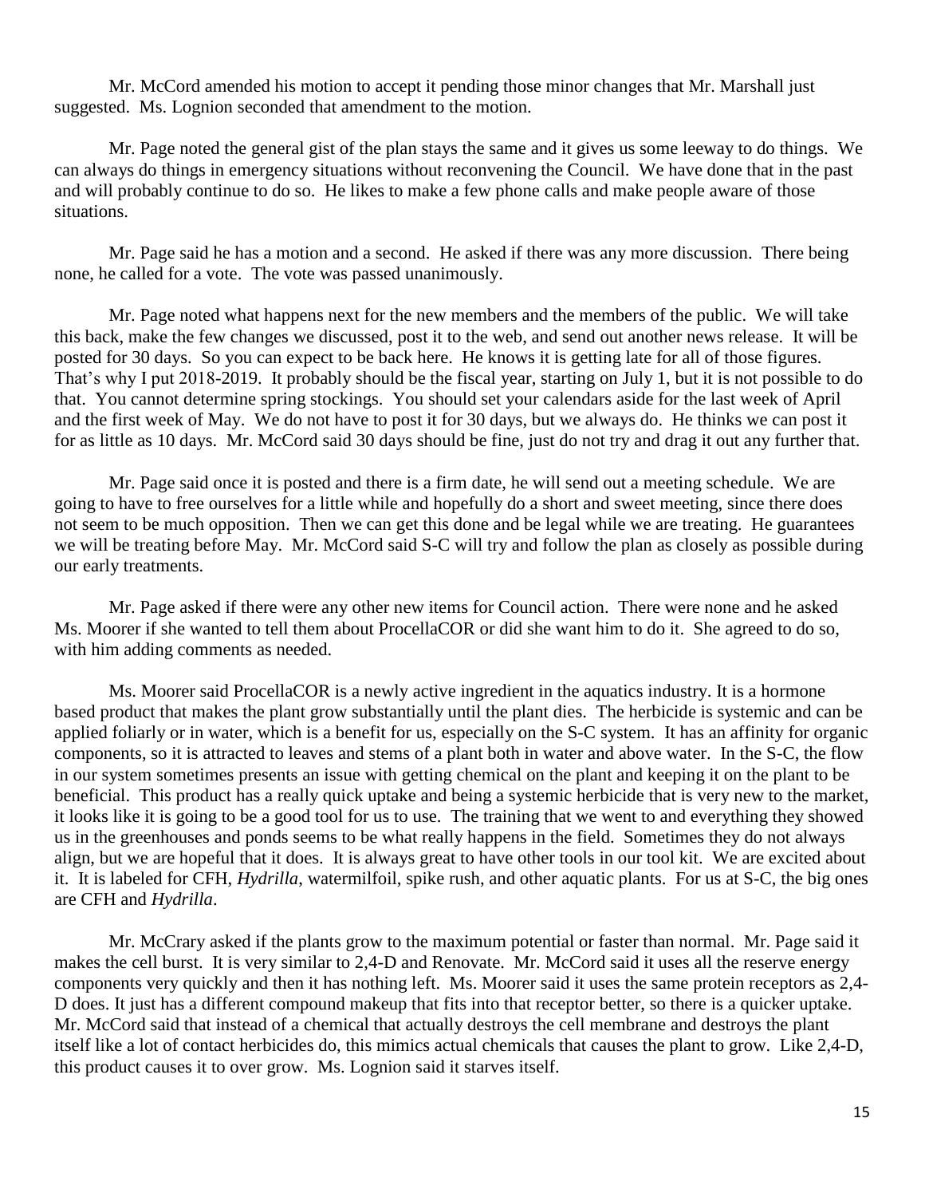Mr. McCord amended his motion to accept it pending those minor changes that Mr. Marshall just suggested. Ms. Lognion seconded that amendment to the motion.

Mr. Page noted the general gist of the plan stays the same and it gives us some leeway to do things. We can always do things in emergency situations without reconvening the Council. We have done that in the past and will probably continue to do so. He likes to make a few phone calls and make people aware of those situations.

Mr. Page said he has a motion and a second. He asked if there was any more discussion. There being none, he called for a vote. The vote was passed unanimously.

Mr. Page noted what happens next for the new members and the members of the public. We will take this back, make the few changes we discussed, post it to the web, and send out another news release. It will be posted for 30 days. So you can expect to be back here. He knows it is getting late for all of those figures. That's why I put 2018-2019. It probably should be the fiscal year, starting on July 1, but it is not possible to do that. You cannot determine spring stockings. You should set your calendars aside for the last week of April and the first week of May. We do not have to post it for 30 days, but we always do. He thinks we can post it for as little as 10 days. Mr. McCord said 30 days should be fine, just do not try and drag it out any further that.

Mr. Page said once it is posted and there is a firm date, he will send out a meeting schedule. We are going to have to free ourselves for a little while and hopefully do a short and sweet meeting, since there does not seem to be much opposition. Then we can get this done and be legal while we are treating. He guarantees we will be treating before May. Mr. McCord said S-C will try and follow the plan as closely as possible during our early treatments.

Mr. Page asked if there were any other new items for Council action. There were none and he asked Ms. Moorer if she wanted to tell them about ProcellaCOR or did she want him to do it. She agreed to do so, with him adding comments as needed.

Ms. Moorer said ProcellaCOR is a newly active ingredient in the aquatics industry. It is a hormone based product that makes the plant grow substantially until the plant dies. The herbicide is systemic and can be applied foliarly or in water, which is a benefit for us, especially on the S-C system. It has an affinity for organic components, so it is attracted to leaves and stems of a plant both in water and above water. In the S-C, the flow in our system sometimes presents an issue with getting chemical on the plant and keeping it on the plant to be beneficial. This product has a really quick uptake and being a systemic herbicide that is very new to the market, it looks like it is going to be a good tool for us to use. The training that we went to and everything they showed us in the greenhouses and ponds seems to be what really happens in the field. Sometimes they do not always align, but we are hopeful that it does. It is always great to have other tools in our tool kit. We are excited about it. It is labeled for CFH, *Hydrilla*, watermilfoil, spike rush, and other aquatic plants. For us at S-C, the big ones are CFH and *Hydrilla*.

Mr. McCrary asked if the plants grow to the maximum potential or faster than normal. Mr. Page said it makes the cell burst. It is very similar to 2,4-D and Renovate. Mr. McCord said it uses all the reserve energy components very quickly and then it has nothing left. Ms. Moorer said it uses the same protein receptors as 2,4-D does. It just has a different compound makeup that fits into that receptor better, so there is a quicker uptake. Mr. McCord said that instead of a chemical that actually destroys the cell membrane and destroys the plant itself like a lot of contact herbicides do, this mimics actual chemicals that causes the plant to grow. Like 2,4-D, this product causes it to over grow. Ms. Lognion said it starves itself.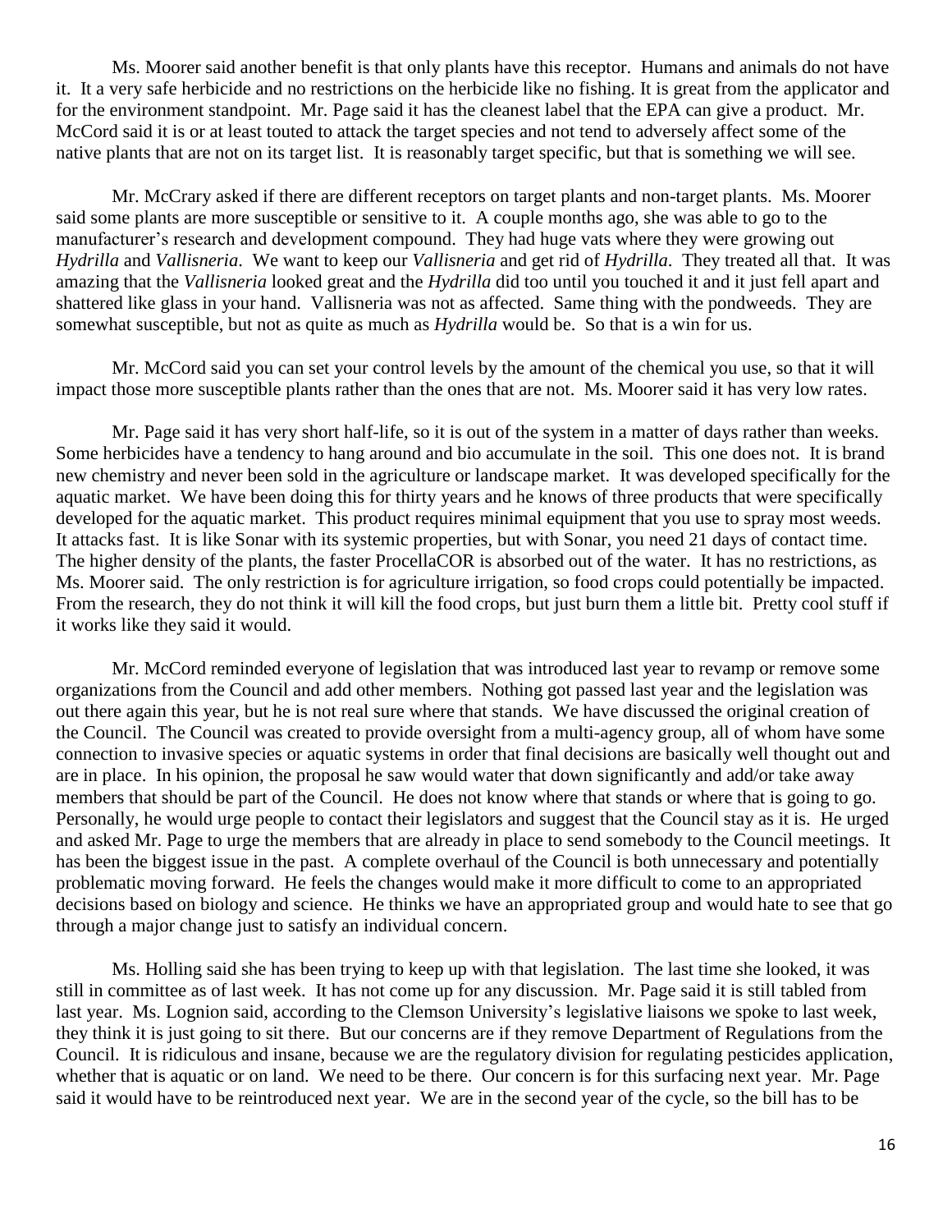Ms. Moorer said another benefit is that only plants have this receptor. Humans and animals do not have it. It a very safe herbicide and no restrictions on the herbicide like no fishing. It is great from the applicator and for the environment standpoint. Mr. Page said it has the cleanest label that the EPA can give a product. Mr. McCord said it is or at least touted to attack the target species and not tend to adversely affect some of the native plants that are not on its target list. It is reasonably target specific, but that is something we will see.

Mr. McCrary asked if there are different receptors on target plants and non-target plants. Ms. Moorer said some plants are more susceptible or sensitive to it. A couple months ago, she was able to go to the manufacturer's research and development compound. They had huge vats where they were growing out *Hydrilla* and *Vallisneria*. We want to keep our *Vallisneria* and get rid of *Hydrilla*. They treated all that. It was amazing that the *Vallisneria* looked great and the *Hydrilla* did too until you touched it and it just fell apart and shattered like glass in your hand. Vallisneria was not as affected. Same thing with the pondweeds. They are somewhat susceptible, but not as quite as much as *Hydrilla* would be. So that is a win for us.

Mr. McCord said you can set your control levels by the amount of the chemical you use, so that it will impact those more susceptible plants rather than the ones that are not. Ms. Moorer said it has very low rates.

Mr. Page said it has very short half-life, so it is out of the system in a matter of days rather than weeks. Some herbicides have a tendency to hang around and bio accumulate in the soil. This one does not. It is brand new chemistry and never been sold in the agriculture or landscape market. It was developed specifically for the aquatic market. We have been doing this for thirty years and he knows of three products that were specifically developed for the aquatic market. This product requires minimal equipment that you use to spray most weeds. It attacks fast. It is like Sonar with its systemic properties, but with Sonar, you need 21 days of contact time. The higher density of the plants, the faster ProcellaCOR is absorbed out of the water. It has no restrictions, as Ms. Moorer said. The only restriction is for agriculture irrigation, so food crops could potentially be impacted. From the research, they do not think it will kill the food crops, but just burn them a little bit. Pretty cool stuff if it works like they said it would.

Mr. McCord reminded everyone of legislation that was introduced last year to revamp or remove some organizations from the Council and add other members. Nothing got passed last year and the legislation was out there again this year, but he is not real sure where that stands. We have discussed the original creation of the Council. The Council was created to provide oversight from a multi-agency group, all of whom have some connection to invasive species or aquatic systems in order that final decisions are basically well thought out and are in place. In his opinion, the proposal he saw would water that down significantly and add/or take away members that should be part of the Council. He does not know where that stands or where that is going to go. Personally, he would urge people to contact their legislators and suggest that the Council stay as it is. He urged and asked Mr. Page to urge the members that are already in place to send somebody to the Council meetings. It has been the biggest issue in the past. A complete overhaul of the Council is both unnecessary and potentially problematic moving forward. He feels the changes would make it more difficult to come to an appropriated decisions based on biology and science. He thinks we have an appropriated group and would hate to see that go through a major change just to satisfy an individual concern.

Ms. Holling said she has been trying to keep up with that legislation. The last time she looked, it was still in committee as of last week. It has not come up for any discussion. Mr. Page said it is still tabled from last year. Ms. Lognion said, according to the Clemson University's legislative liaisons we spoke to last week, they think it is just going to sit there. But our concerns are if they remove Department of Regulations from the Council. It is ridiculous and insane, because we are the regulatory division for regulating pesticides application, whether that is aquatic or on land. We need to be there. Our concern is for this surfacing next year. Mr. Page said it would have to be reintroduced next year. We are in the second year of the cycle, so the bill has to be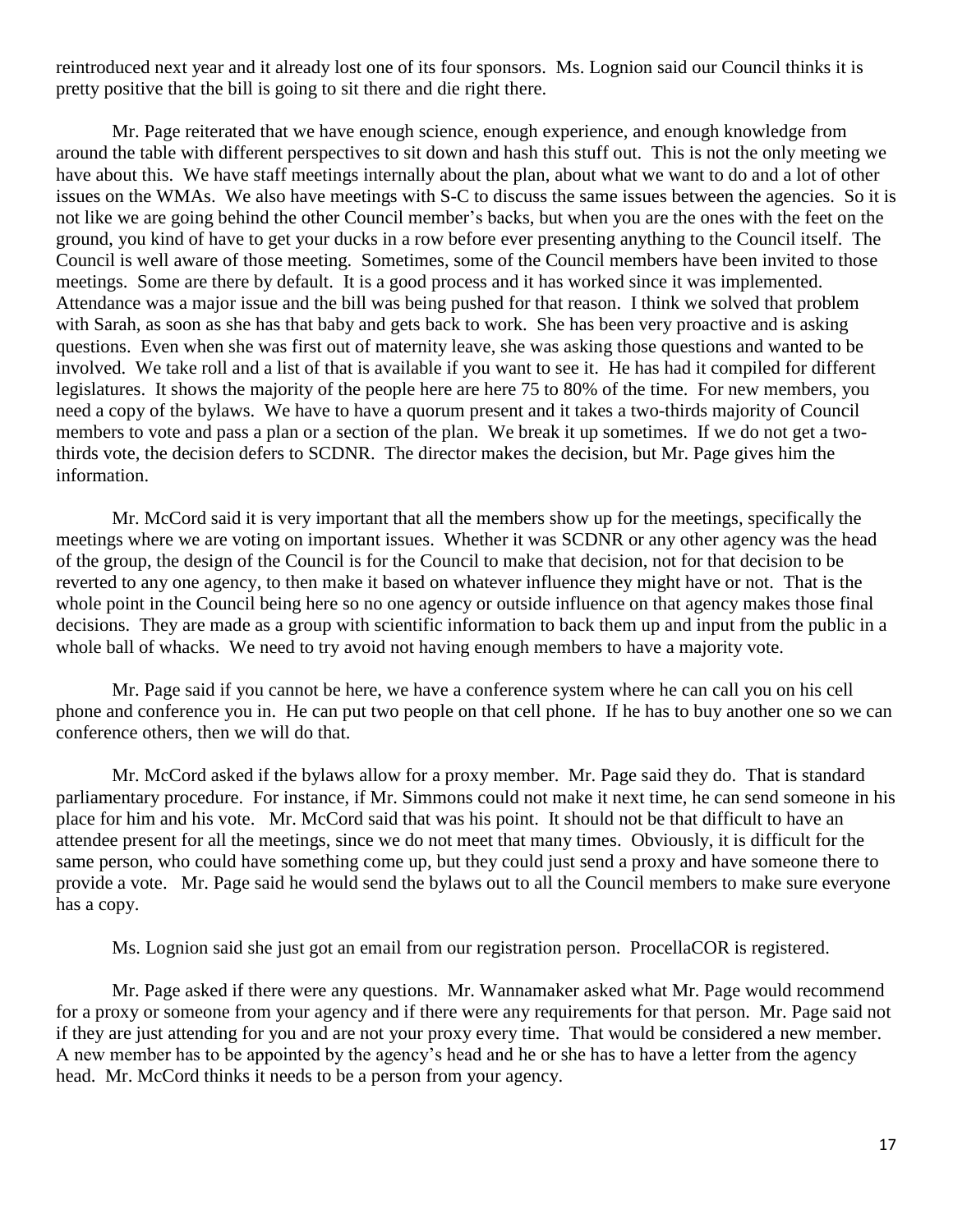reintroduced next year and it already lost one of its four sponsors. Ms. Lognion said our Council thinks it is pretty positive that the bill is going to sit there and die right there.

Mr. Page reiterated that we have enough science, enough experience, and enough knowledge from around the table with different perspectives to sit down and hash this stuff out. This is not the only meeting we have about this. We have staff meetings internally about the plan, about what we want to do and a lot of other issues on the WMAs. We also have meetings with S-C to discuss the same issues between the agencies. So it is not like we are going behind the other Council member's backs, but when you are the ones with the feet on the ground, you kind of have to get your ducks in a row before ever presenting anything to the Council itself. The Council is well aware of those meeting. Sometimes, some of the Council members have been invited to those meetings. Some are there by default. It is a good process and it has worked since it was implemented. Attendance was a major issue and the bill was being pushed for that reason. I think we solved that problem with Sarah, as soon as she has that baby and gets back to work. She has been very proactive and is asking questions. Even when she was first out of maternity leave, she was asking those questions and wanted to be involved. We take roll and a list of that is available if you want to see it. He has had it compiled for different legislatures. It shows the majority of the people here are here 75 to 80% of the time. For new members, you need a copy of the bylaws. We have to have a quorum present and it takes a two-thirds majority of Council members to vote and pass a plan or a section of the plan. We break it up sometimes. If we do not get a two-thirds vote, the decision defers to SCDNR. The director makes the decision, but Mr. Page gives him the information.

Mr. McCord said it is very important that all the members show up for the meetings, specifically the meetings where we are voting on important issues. Whether it was SCDNR or any other agency was the head of the group, the design of the Council is for the Council to make that decision, not for that decision to be reverted to any one agency, to then make it based on whatever influence they might have or not. That is the whole point in the Council being here so no one agency or outside influence on that agency makes those final decisions. They are made as a group with scientific information to back them up and input from the public in a whole ball of whacks. We need to try avoid not having enough members to have a majority vote.

Mr. Page said if you cannot be here, we have a conference system where he can call you on his cell phone and conference you in. He can put two people on that cell phone. If he has to buy another one so we can conference others, then we will do that.

Mr. McCord asked if the bylaws allow for a proxy member. Mr. Page said they do. That is standard parliamentary procedure. For instance, if Mr. Simmons could not make it next time, he can send someone in his place for him and his vote. Mr. McCord said that was his point. It should not be that difficult to have an attendee present for all the meetings, since we do not meet that many times. Obviously, it is difficult for the same person, who could have something come up, but they could just send a proxy and have someone there to provide a vote. Mr. Page said he would send the bylaws out to all the Council members to make sure everyone has a copy.

Ms. Lognion said she just got an email from our registration person. ProcellaCOR is registered.

Mr. Page asked if there were any questions. Mr. Wannamaker asked what Mr. Page would recommend for a proxy or someone from your agency and if there were any requirements for that person. Mr. Page said not if they are just attending for you and are not your proxy every time. That would be considered a new member. A new member has to be appointed by the agency's head and he or she has to have a letter from the agency head. Mr. McCord thinks it needs to be a person from your agency.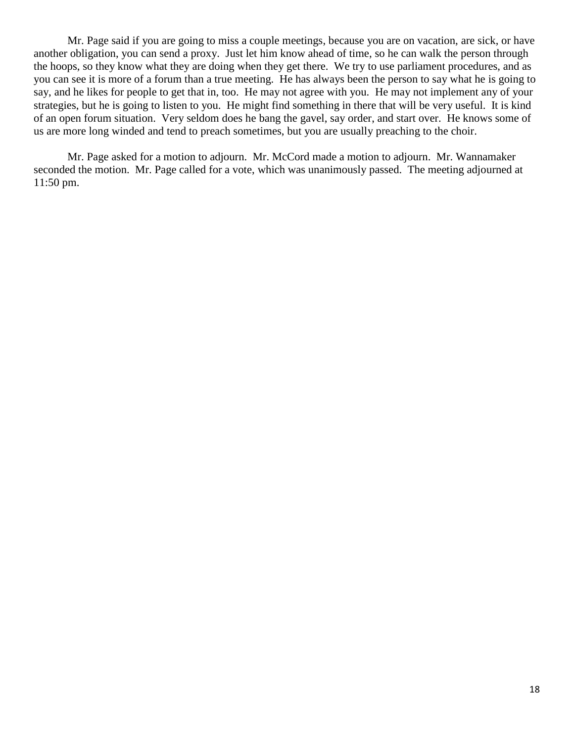Mr. Page said if you are going to miss a couple meetings, because you are on vacation, are sick, or have another obligation, you can send a proxy. Just let him know ahead of time, so he can walk the person through the hoops, so they know what they are doing when they get there. We try to use parliament procedures, and as you can see it is more of a forum than a true meeting. He has always been the person to say what he is going to say, and he likes for people to get that in, too. He may not agree with you. He may not implement any of your strategies, but he is going to listen to you. He might find something in there that will be very useful. It is kind of an open forum situation. Very seldom does he bang the gavel, say order, and start over. He knows some of us are more long winded and tend to preach sometimes, but you are usually preaching to the choir.

Mr. Page asked for a motion to adjourn. Mr. McCord made a motion to adjourn. Mr. Wannamaker seconded the motion. Mr. Page called for a vote, which was unanimously passed. The meeting adjourned at 11:50 pm.